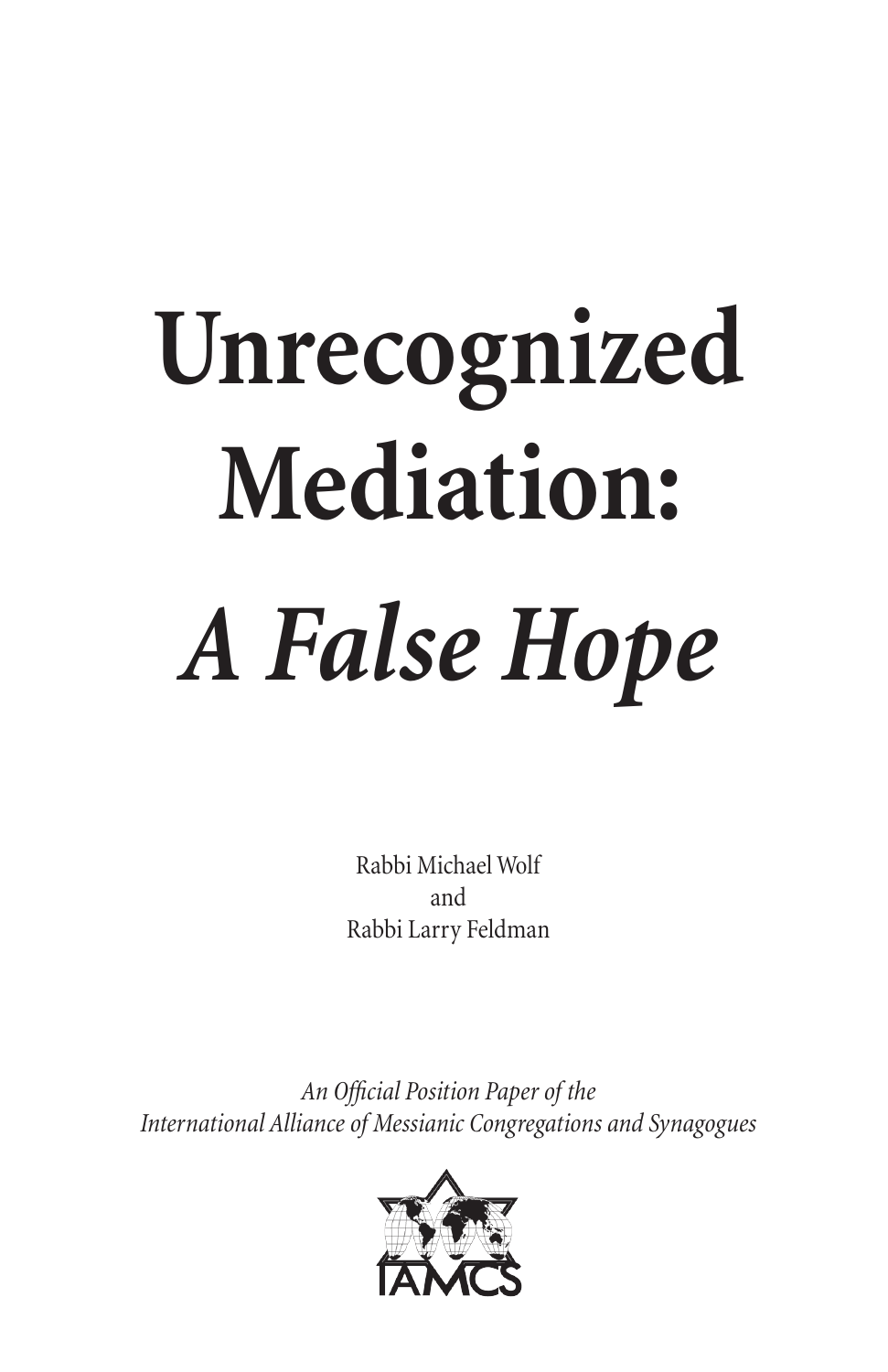# Unrecognized Mediation:

# *A False Hope*

Rabbi Michael Wolf
and
Rabbi Larry Feldman

*An Official Position Paper of the*
*International Alliance of Messianic Congregations and Synagogues*

IAMCS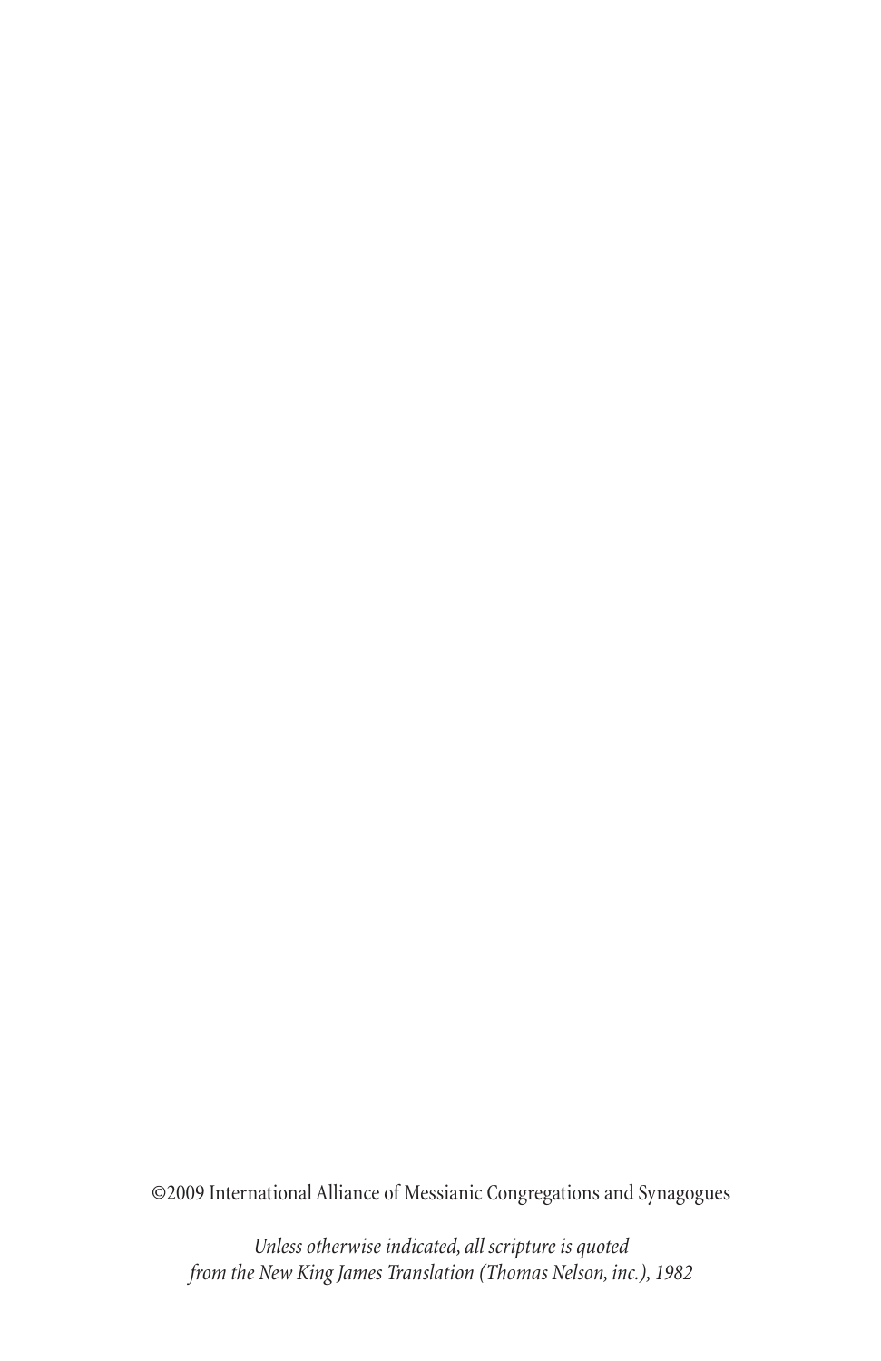©2009 International Alliance of Messianic Congregations and Synagogues

*Unless otherwise indicated, all scripture is quoted*
*from the New King James Translation (Thomas Nelson, inc.), 1982*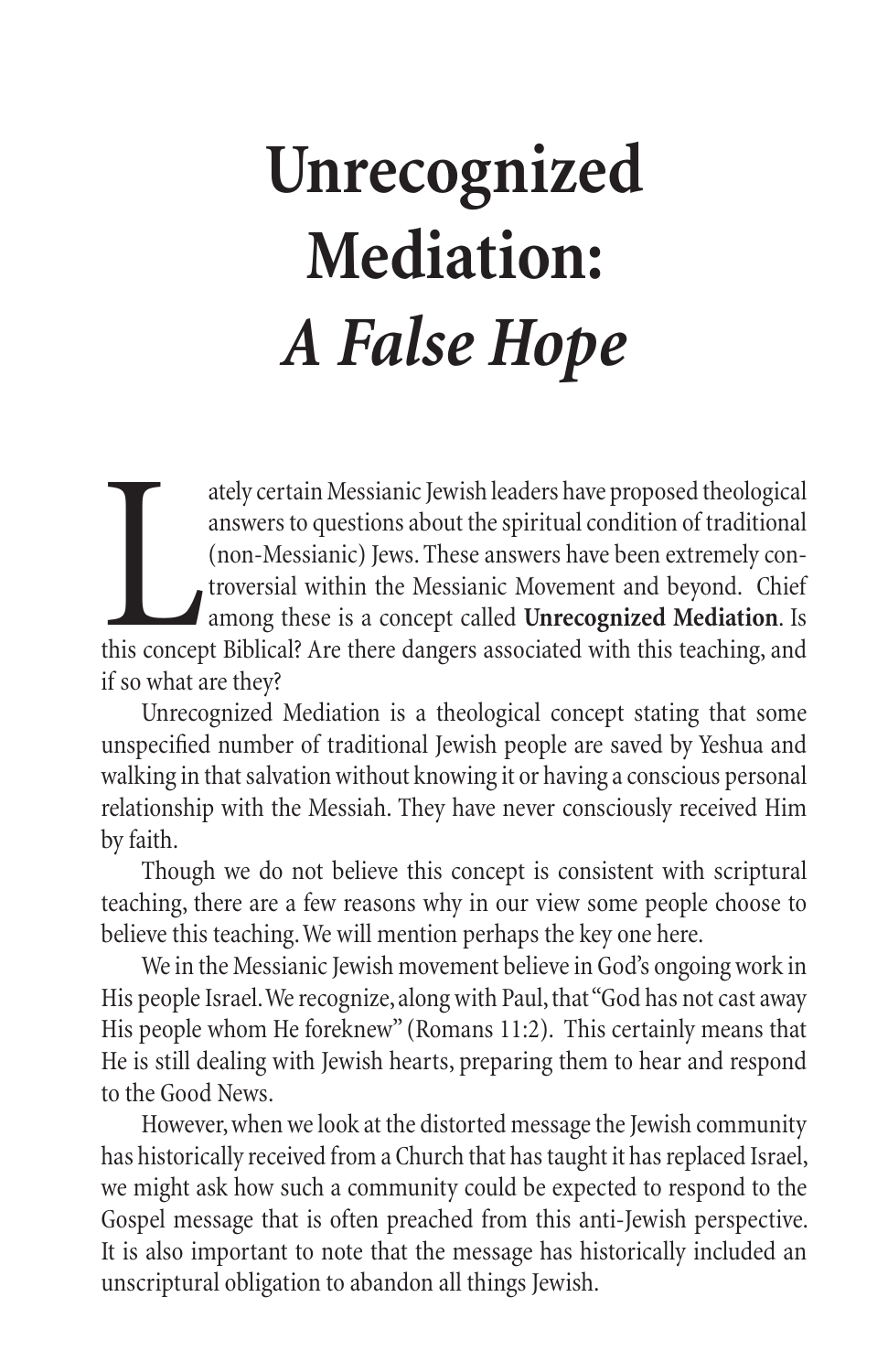# Unrecognized Mediation: *A False Hope*

Lately certain Messianic Jewish leaders have proposed theological answers to questions about the spiritual condition of traditional (non-Messianic) Jews. These answers have been extremely controversial within the Messianic Movement and beyond. Chief among these is a concept called **Unrecognized Mediation**. Is this concept Biblical? Are there dangers associated with this teaching, and if so what are they?

Unrecognized Mediation is a theological concept stating that some unspecified number of traditional Jewish people are saved by Yeshua and walking in that salvation without knowing it or having a conscious personal relationship with the Messiah. They have never consciously received Him by faith.

Though we do not believe this concept is consistent with scriptural teaching, there are a few reasons why in our view some people choose to believe this teaching. We will mention perhaps the key one here.

We in the Messianic Jewish movement believe in God's ongoing work in His people Israel. We recognize, along with Paul, that "God has not cast away His people whom He foreknew" (Romans 11:2). This certainly means that He is still dealing with Jewish hearts, preparing them to hear and respond to the Good News.

However, when we look at the distorted message the Jewish community has historically received from a Church that has taught it has replaced Israel, we might ask how such a community could be expected to respond to the Gospel message that is often preached from this anti-Jewish perspective. It is also important to note that the message has historically included an unscriptural obligation to abandon all things Jewish.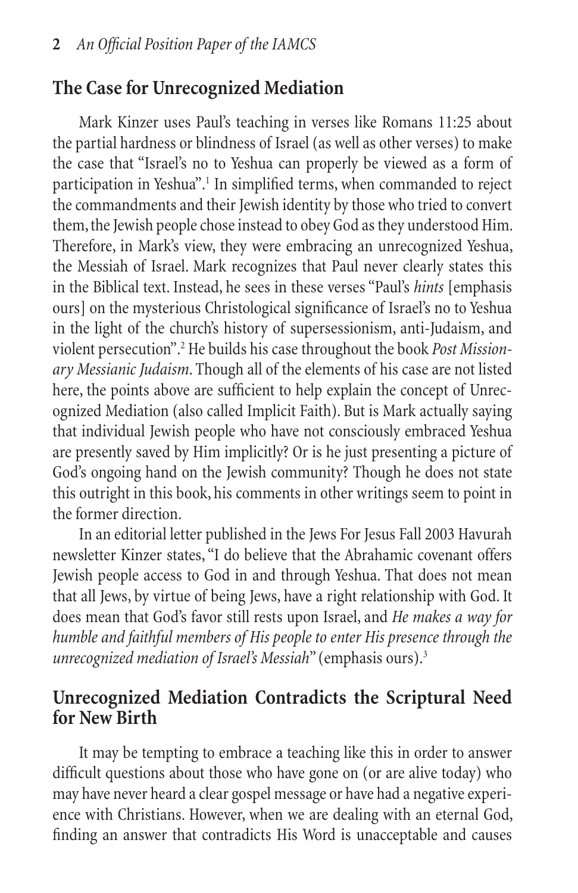## The Case for Unrecognized Mediation

Mark Kinzer uses Paul's teaching in verses like Romans 11:25 about the partial hardness or blindness of Israel (as well as other verses) to make the case that "Israel's no to Yeshua can properly be viewed as a form of participation in Yeshua".[1] In simplified terms, when commanded to reject the commandments and their Jewish identity by those who tried to convert them, the Jewish people chose instead to obey God as they understood Him. Therefore, in Mark's view, they were embracing an unrecognized Yeshua, the Messiah of Israel. Mark recognizes that Paul never clearly states this in the Biblical text. Instead, he sees in these verses "Paul's *hints* [emphasis ours] on the mysterious Christological significance of Israel's no to Yeshua in the light of the church's history of supersessionism, anti-Judaism, and violent persecution".[2] He builds his case throughout the book *Post Missionary Messianic Judaism*. Though all of the elements of his case are not listed here, the points above are sufficient to help explain the concept of Unrecognized Mediation (also called Implicit Faith). But is Mark actually saying that individual Jewish people who have not consciously embraced Yeshua are presently saved by Him implicitly? Or is he just presenting a picture of God's ongoing hand on the Jewish community? Though he does not state this outright in this book, his comments in other writings seem to point in the former direction.

In an editorial letter published in the Jews For Jesus Fall 2003 Havurah newsletter Kinzer states, "I do believe that the Abrahamic covenant offers Jewish people access to God in and through Yeshua. That does not mean that all Jews, by virtue of being Jews, have a right relationship with God. It does mean that God's favor still rests upon Israel, and *He makes a way for humble and faithful members of His people to enter His presence through the unrecognized mediation of Israel's Messiah*" (emphasis ours).[3]

## Unrecognized Mediation Contradicts the Scriptural Need for New Birth

It may be tempting to embrace a teaching like this in order to answer difficult questions about those who have gone on (or are alive today) who may have never heard a clear gospel message or have had a negative experience with Christians. However, when we are dealing with an eternal God, finding an answer that contradicts His Word is unacceptable and causes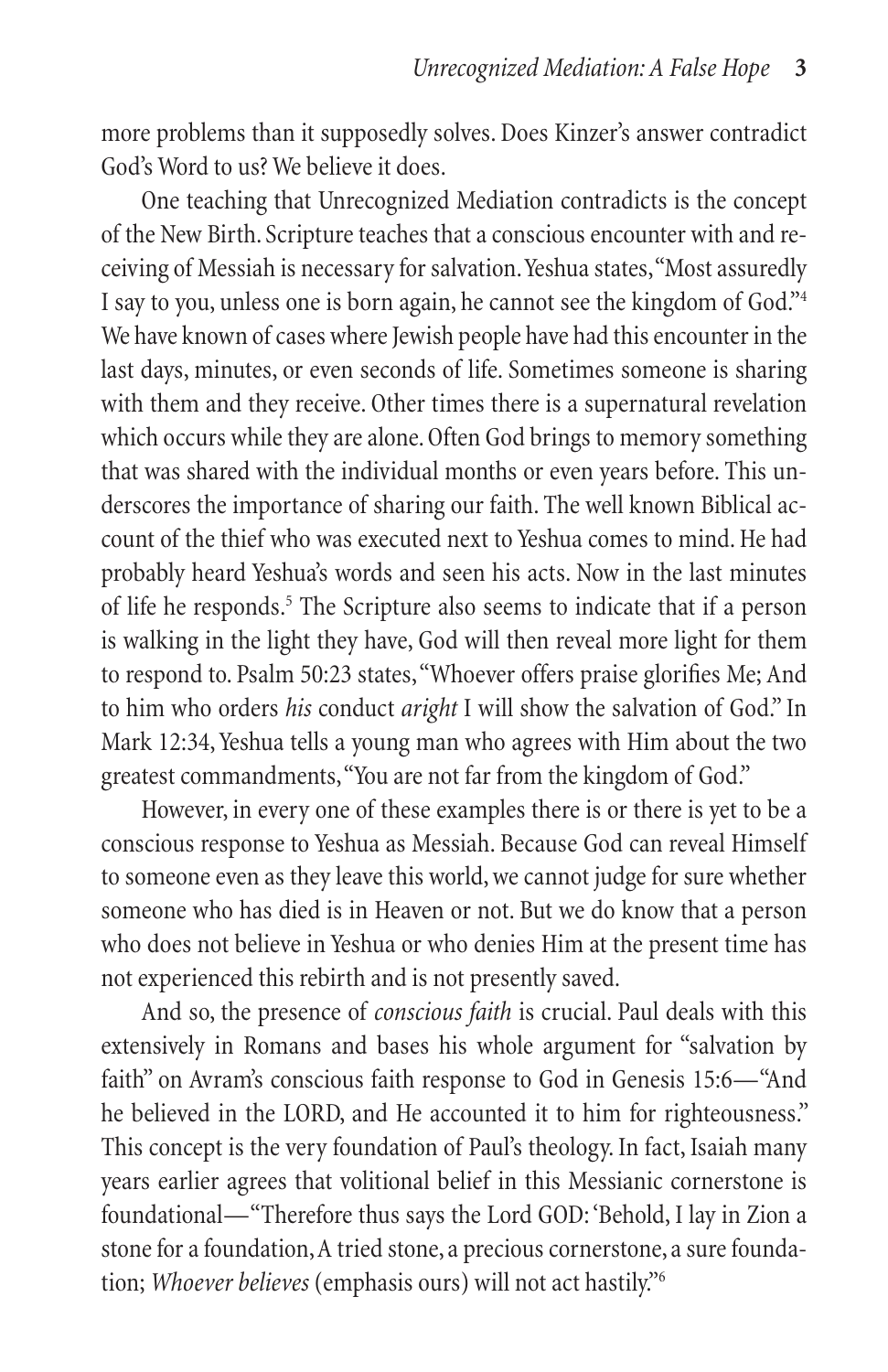more problems than it supposedly solves. Does Kinzer's answer contradict God's Word to us? We believe it does.

One teaching that Unrecognized Mediation contradicts is the concept of the New Birth. Scripture teaches that a conscious encounter with and receiving of Messiah is necessary for salvation. Yeshua states, "Most assuredly I say to you, unless one is born again, he cannot see the kingdom of God."[4] We have known of cases where Jewish people have had this encounter in the last days, minutes, or even seconds of life. Sometimes someone is sharing with them and they receive. Other times there is a supernatural revelation which occurs while they are alone. Often God brings to memory something that was shared with the individual months or even years before. This underscores the importance of sharing our faith. The well known Biblical account of the thief who was executed next to Yeshua comes to mind. He had probably heard Yeshua's words and seen his acts. Now in the last minutes of life he responds.[5] The Scripture also seems to indicate that if a person is walking in the light they have, God will then reveal more light for them to respond to. Psalm 50:23 states, "Whoever offers praise glorifies Me; And to him who orders *his* conduct *aright* I will show the salvation of God." In Mark 12:34, Yeshua tells a young man who agrees with Him about the two greatest commandments, "You are not far from the kingdom of God."

However, in every one of these examples there is or there is yet to be a conscious response to Yeshua as Messiah. Because God can reveal Himself to someone even as they leave this world, we cannot judge for sure whether someone who has died is in Heaven or not. But we do know that a person who does not believe in Yeshua or who denies Him at the present time has not experienced this rebirth and is not presently saved.

And so, the presence of *conscious faith* is crucial. Paul deals with this extensively in Romans and bases his whole argument for "salvation by faith" on Avram's conscious faith response to God in Genesis 15:6—"And he believed in the LORD, and He accounted it to him for righteousness." This concept is the very foundation of Paul's theology. In fact, Isaiah many years earlier agrees that volitional belief in this Messianic cornerstone is foundational—"Therefore thus says the Lord GOD: 'Behold, I lay in Zion a stone for a foundation, A tried stone, a precious cornerstone, a sure foundation; *Whoever believes* (emphasis ours) will not act hastily."[6]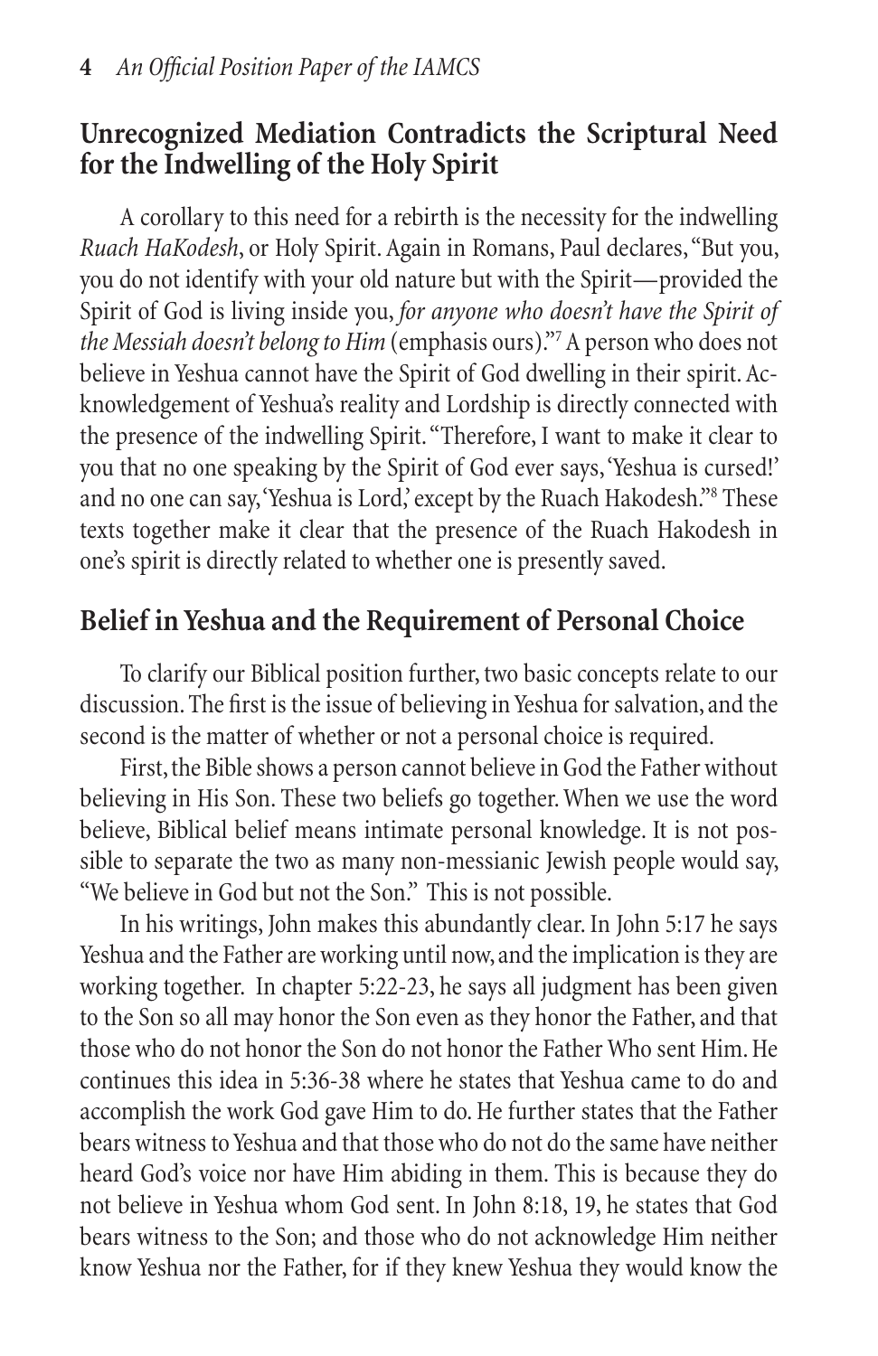## Unrecognized Mediation Contradicts the Scriptural Need for the Indwelling of the Holy Spirit

A corollary to this need for a rebirth is the necessity for the indwelling *Ruach HaKodesh*, or Holy Spirit. Again in Romans, Paul declares, "But you, you do not identify with your old nature but with the Spirit—provided the Spirit of God is living inside you, *for anyone who doesn't have the Spirit of the Messiah doesn't belong to Him* (emphasis ours)."[7] A person who does not believe in Yeshua cannot have the Spirit of God dwelling in their spirit. Acknowledgement of Yeshua's reality and Lordship is directly connected with the presence of the indwelling Spirit. "Therefore, I want to make it clear to you that no one speaking by the Spirit of God ever says, 'Yeshua is cursed!' and no one can say, 'Yeshua is Lord,' except by the Ruach Hakodesh."[8] These texts together make it clear that the presence of the Ruach Hakodesh in one's spirit is directly related to whether one is presently saved.

## Belief in Yeshua and the Requirement of Personal Choice

To clarify our Biblical position further, two basic concepts relate to our discussion. The first is the issue of believing in Yeshua for salvation, and the second is the matter of whether or not a personal choice is required.

First, the Bible shows a person cannot believe in God the Father without believing in His Son. These two beliefs go together. When we use the word believe, Biblical belief means intimate personal knowledge. It is not possible to separate the two as many non-messianic Jewish people would say, "We believe in God but not the Son." This is not possible.

In his writings, John makes this abundantly clear. In John 5:17 he says Yeshua and the Father are working until now, and the implication is they are working together. In chapter 5:22-23, he says all judgment has been given to the Son so all may honor the Son even as they honor the Father, and that those who do not honor the Son do not honor the Father Who sent Him. He continues this idea in 5:36-38 where he states that Yeshua came to do and accomplish the work God gave Him to do. He further states that the Father bears witness to Yeshua and that those who do not do the same have neither heard God's voice nor have Him abiding in them. This is because they do not believe in Yeshua whom God sent. In John 8:18, 19, he states that God bears witness to the Son; and those who do not acknowledge Him neither know Yeshua nor the Father, for if they knew Yeshua they would know the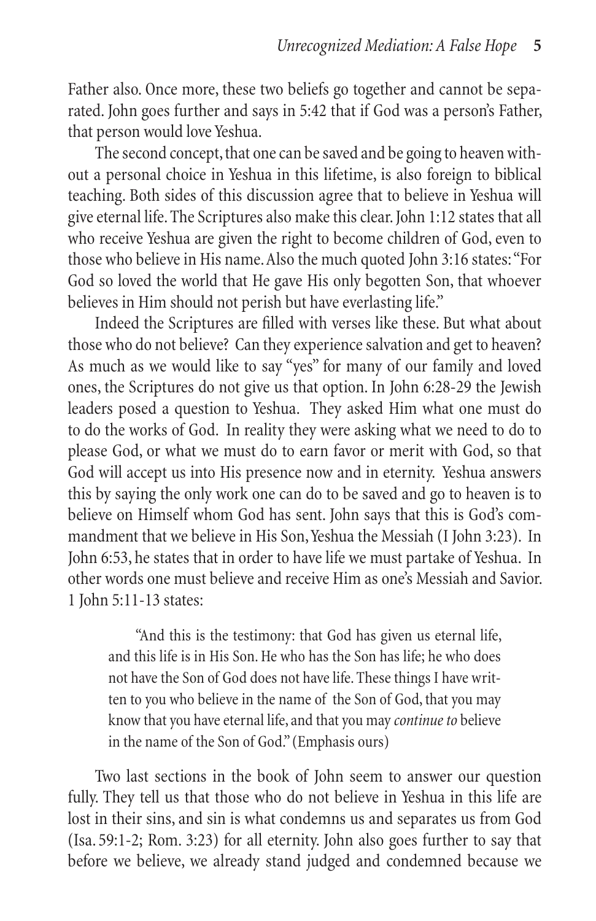Father also. Once more, these two beliefs go together and cannot be separated. John goes further and says in 5:42 that if God was a person's Father, that person would love Yeshua.

The second concept, that one can be saved and be going to heaven without a personal choice in Yeshua in this lifetime, is also foreign to biblical teaching. Both sides of this discussion agree that to believe in Yeshua will give eternal life. The Scriptures also make this clear. John 1:12 states that all who receive Yeshua are given the right to become children of God, even to those who believe in His name. Also the much quoted John 3:16 states: "For God so loved the world that He gave His only begotten Son, that whoever believes in Him should not perish but have everlasting life."

Indeed the Scriptures are filled with verses like these. But what about those who do not believe? Can they experience salvation and get to heaven? As much as we would like to say "yes" for many of our family and loved ones, the Scriptures do not give us that option. In John 6:28-29 the Jewish leaders posed a question to Yeshua. They asked Him what one must do to do the works of God. In reality they were asking what we need to do to please God, or what we must do to earn favor or merit with God, so that God will accept us into His presence now and in eternity. Yeshua answers this by saying the only work one can do to be saved and go to heaven is to believe on Himself whom God has sent. John says that this is God's commandment that we believe in His Son, Yeshua the Messiah (I John 3:23). In John 6:53, he states that in order to have life we must partake of Yeshua. In other words one must believe and receive Him as one's Messiah and Savior. 1 John 5:11-13 states:

> "And this is the testimony: that God has given us eternal life, and this life is in His Son. He who has the Son has life; he who does not have the Son of God does not have life. These things I have written to you who believe in the name of the Son of God, that you may know that you have eternal life, and that you may *continue to* believe in the name of the Son of God." (Emphasis ours)

Two last sections in the book of John seem to answer our question fully. They tell us that those who do not believe in Yeshua in this life are lost in their sins, and sin is what condemns us and separates us from God (Isa. 59:1-2; Rom. 3:23) for all eternity. John also goes further to say that before we believe, we already stand judged and condemned because we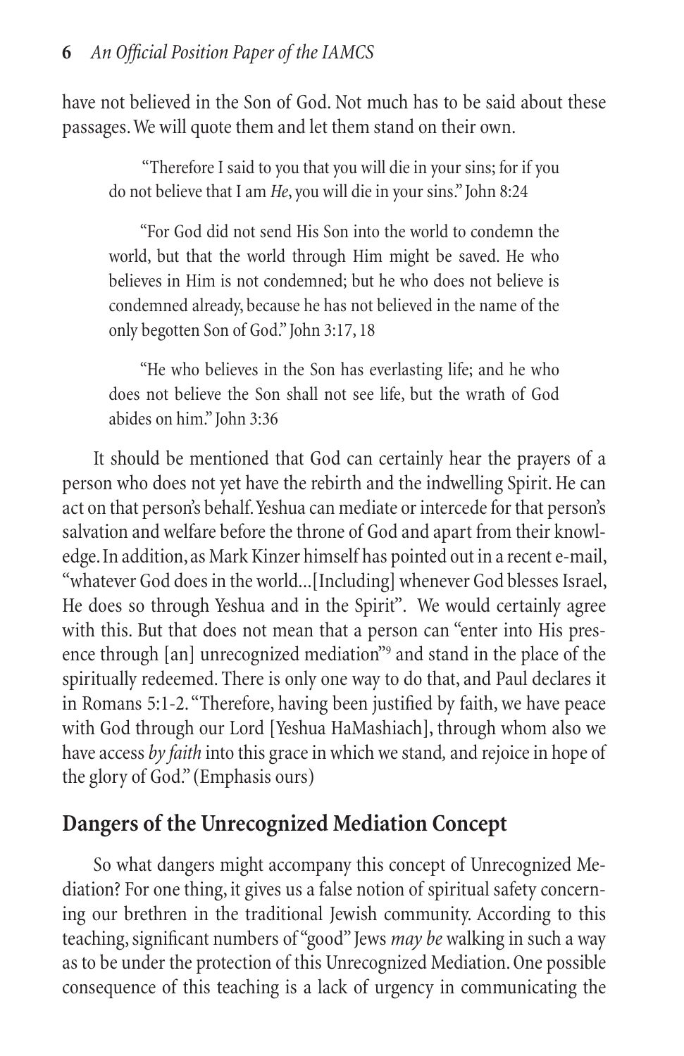have not believed in the Son of God. Not much has to be said about these passages. We will quote them and let them stand on their own.

> "Therefore I said to you that you will die in your sins; for if you do not believe that I am *He*, you will die in your sins." John 8:24

> "For God did not send His Son into the world to condemn the world, but that the world through Him might be saved. He who believes in Him is not condemned; but he who does not believe is condemned already, because he has not believed in the name of the only begotten Son of God." John 3:17, 18

> "He who believes in the Son has everlasting life; and he who does not believe the Son shall not see life, but the wrath of God abides on him." John 3:36

It should be mentioned that God can certainly hear the prayers of a person who does not yet have the rebirth and the indwelling Spirit. He can act on that person's behalf. Yeshua can mediate or intercede for that person's salvation and welfare before the throne of God and apart from their knowledge. In addition, as Mark Kinzer himself has pointed out in a recent e-mail, "whatever God does in the world…[Including] whenever God blesses Israel, He does so through Yeshua and in the Spirit". We would certainly agree with this. But that does not mean that a person can "enter into His presence through [an] unrecognized mediation"[9] and stand in the place of the spiritually redeemed. There is only one way to do that, and Paul declares it in Romans 5:1-2. "Therefore, having been justified by faith, we have peace with God through our Lord [Yeshua HaMashiach], through whom also we have access *by faith* into this grace in which we stand, and rejoice in hope of the glory of God." (Emphasis ours)

## Dangers of the Unrecognized Mediation Concept

So what dangers might accompany this concept of Unrecognized Mediation? For one thing, it gives us a false notion of spiritual safety concerning our brethren in the traditional Jewish community. According to this teaching, significant numbers of "good" Jews *may be* walking in such a way as to be under the protection of this Unrecognized Mediation. One possible consequence of this teaching is a lack of urgency in communicating the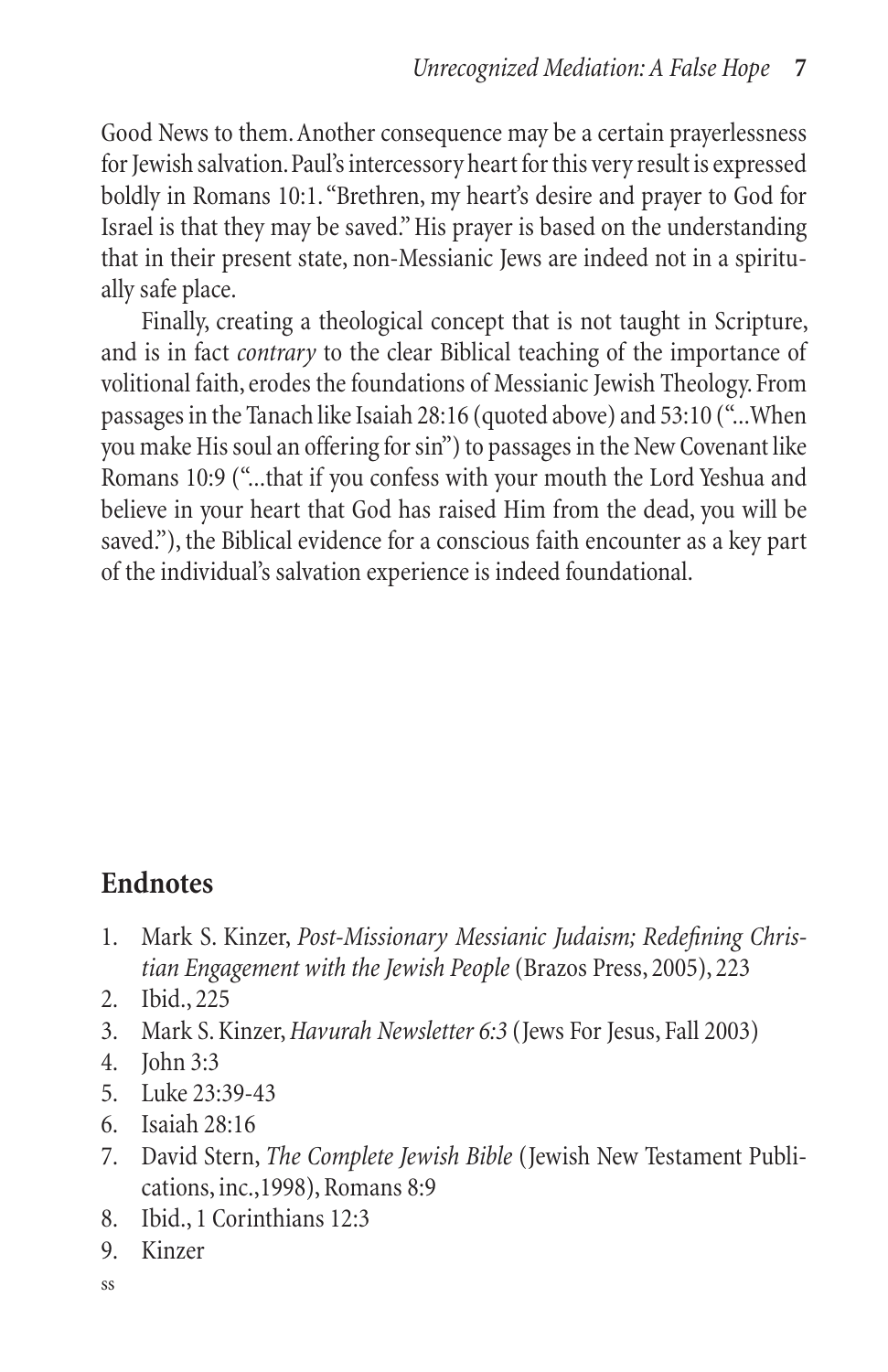Good News to them. Another consequence may be a certain prayerlessness for Jewish salvation. Paul's intercessory heart for this very result is expressed boldly in Romans 10:1. "Brethren, my heart's desire and prayer to God for Israel is that they may be saved." His prayer is based on the understanding that in their present state, non-Messianic Jews are indeed not in a spiritually safe place.

Finally, creating a theological concept that is not taught in Scripture, and is in fact *contrary* to the clear Biblical teaching of the importance of volitional faith, erodes the foundations of Messianic Jewish Theology. From passages in the Tanach like Isaiah 28:16 (quoted above) and 53:10 ("...When you make His soul an offering for sin") to passages in the New Covenant like Romans 10:9 ("...that if you confess with your mouth the Lord Yeshua and believe in your heart that God has raised Him from the dead, you will be saved."), the Biblical evidence for a conscious faith encounter as a key part of the individual's salvation experience is indeed foundational.

## Endnotes

1. Mark S. Kinzer, *Post-Missionary Messianic Judaism; Redefining Christian Engagement with the Jewish People* (Brazos Press, 2005), 223
2. Ibid., 225
3. Mark S. Kinzer, *Havurah Newsletter 6:3* (Jews For Jesus, Fall 2003)
4. John 3:3
5. Luke 23:39-43
6. Isaiah 28:16
7. David Stern, *The Complete Jewish Bible* (Jewish New Testament Publications, inc.,1998), Romans 8:9
8. Ibid., 1 Corinthians 12:3
9. Kinzer

ss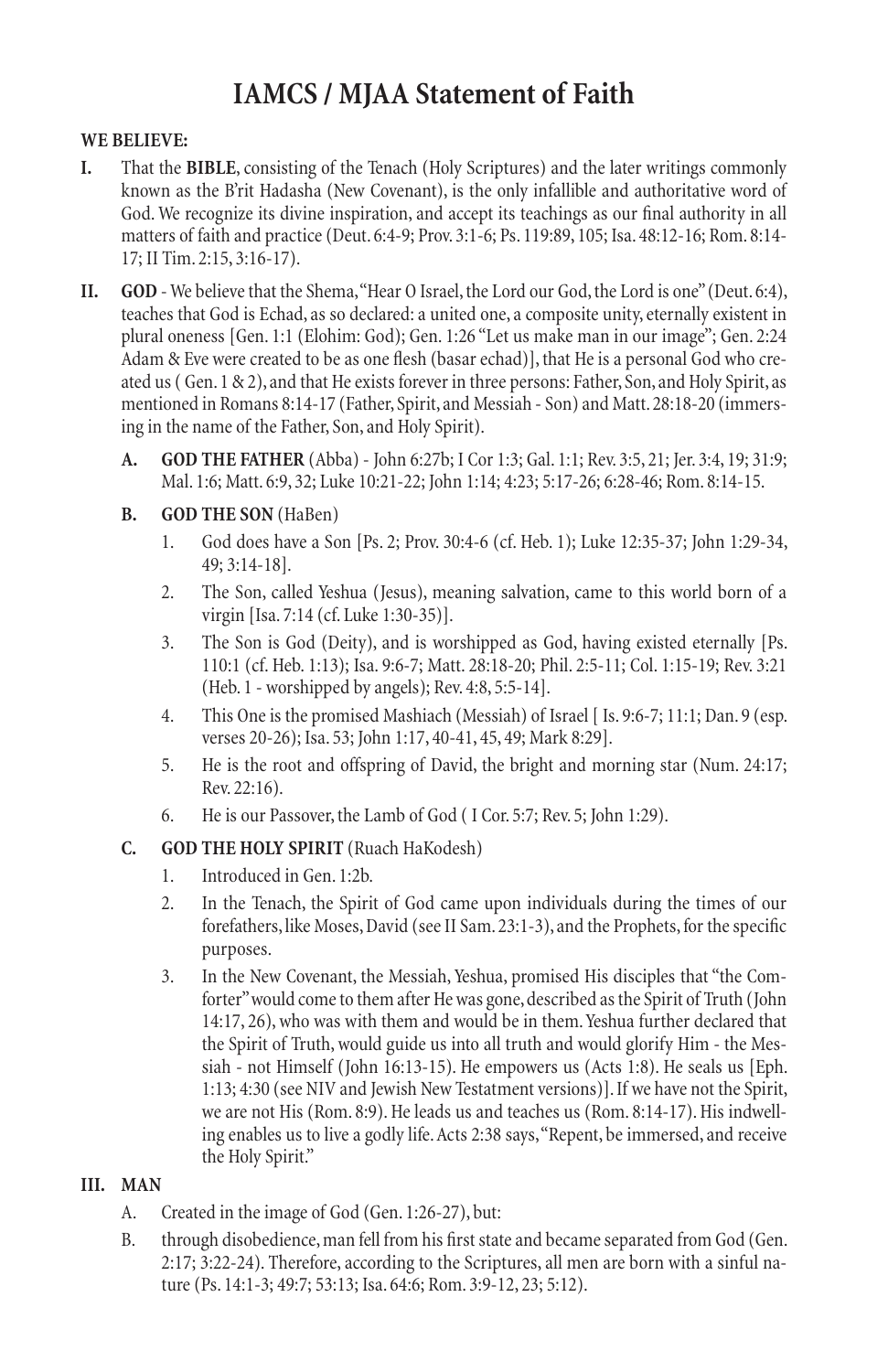# IAMCS / MJAA Statement of Faith

**WE BELIEVE:**

**I.** That the **BIBLE**, consisting of the Tenach (Holy Scriptures) and the later writings commonly known as the B'rit Hadasha (New Covenant), is the only infallible and authoritative word of God. We recognize its divine inspiration, and accept its teachings as our final authority in all matters of faith and practice (Deut. 6:4-9; Prov. 3:1-6; Ps. 119:89, 105; Isa. 48:12-16; Rom. 8:14-17; II Tim. 2:15, 3:16-17).

**II.** **GOD** - We believe that the Shema, "Hear O Israel, the Lord our God, the Lord is one" (Deut. 6:4), teaches that God is Echad, as so declared: a united one, a composite unity, eternally existent in plural oneness [Gen. 1:1 (Elohim: God); Gen. 1:26 "Let us make man in our image"; Gen. 2:24 Adam & Eve were created to be as one flesh (basar echad)], that He is a personal God who created us ( Gen. 1 & 2), and that He exists forever in three persons: Father, Son, and Holy Spirit, as mentioned in Romans 8:14-17 (Father, Spirit, and Messiah - Son) and Matt. 28:18-20 (immersing in the name of the Father, Son, and Holy Spirit).

**A.** **GOD THE FATHER** (Abba) - John 6:27b; I Cor 1:3; Gal. 1:1; Rev. 3:5, 21; Jer. 3:4, 19; 31:9; Mal. 1:6; Matt. 6:9, 32; Luke 10:21-22; John 1:14; 4:23; 5:17-26; 6:28-46; Rom. 8:14-15.

**B.** **GOD THE SON** (HaBen)

1. God does have a Son [Ps. 2; Prov. 30:4-6 (cf. Heb. 1); Luke 12:35-37; John 1:29-34, 49; 3:14-18].
2. The Son, called Yeshua (Jesus), meaning salvation, came to this world born of a virgin [Isa. 7:14 (cf. Luke 1:30-35)].
3. The Son is God (Deity), and is worshipped as God, having existed eternally [Ps. 110:1 (cf. Heb. 1:13); Isa. 9:6-7; Matt. 28:18-20; Phil. 2:5-11; Col. 1:15-19; Rev. 3:21 (Heb. 1 - worshipped by angels); Rev. 4:8, 5:5-14].
4. This One is the promised Mashiach (Messiah) of Israel [ Is. 9:6-7; 11:1; Dan. 9 (esp. verses 20-26); Isa. 53; John 1:17, 40-41, 45, 49; Mark 8:29].
5. He is the root and offspring of David, the bright and morning star (Num. 24:17; Rev. 22:16).
6. He is our Passover, the Lamb of God ( I Cor. 5:7; Rev. 5; John 1:29).

**C.** **GOD THE HOLY SPIRIT** (Ruach HaKodesh)

1. Introduced in Gen. 1:2b.
2. In the Tenach, the Spirit of God came upon individuals during the times of our forefathers, like Moses, David (see II Sam. 23:1-3), and the Prophets, for the specific purposes.
3. In the New Covenant, the Messiah, Yeshua, promised His disciples that "the Comforter" would come to them after He was gone, described as the Spirit of Truth (John 14:17, 26), who was with them and would be in them. Yeshua further declared that the Spirit of Truth, would guide us into all truth and would glorify Him - the Messiah - not Himself (John 16:13-15). He empowers us (Acts 1:8). He seals us [Eph. 1:13; 4:30 (see NIV and Jewish New Testament versions)]. If we have not the Spirit, we are not His (Rom. 8:9). He leads us and teaches us (Rom. 8:14-17). His indwelling enables us to live a godly life. Acts 2:38 says, "Repent, be immersed, and receive the Holy Spirit."

**III.** **MAN**

A. Created in the image of God (Gen. 1:26-27), but:

B. through disobedience, man fell from his first state and became separated from God (Gen. 2:17; 3:22-24). Therefore, according to the Scriptures, all men are born with a sinful nature (Ps. 14:1-3; 49:7; 53:13; Isa. 64:6; Rom. 3:9-12, 23; 5:12).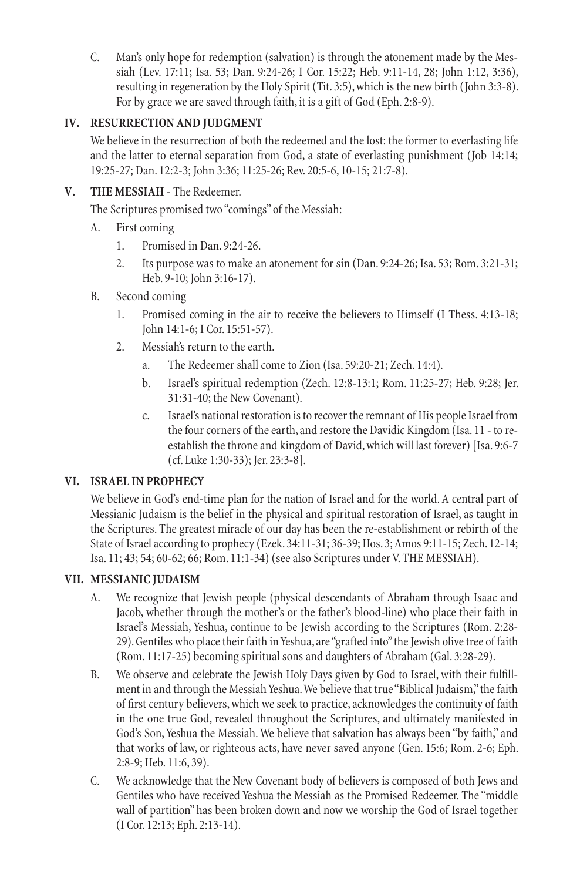C. Man's only hope for redemption (salvation) is through the atonement made by the Messiah (Lev. 17:11; Isa. 53; Dan. 9:24-26; I Cor. 15:22; Heb. 9:11-14, 28; John 1:12, 3:36), resulting in regeneration by the Holy Spirit (Tit. 3:5), which is the new birth (John 3:3-8). For by grace we are saved through faith, it is a gift of God (Eph. 2:8-9).

## IV. RESURRECTION AND JUDGMENT

We believe in the resurrection of both the redeemed and the lost: the former to everlasting life and the latter to eternal separation from God, a state of everlasting punishment (Job 14:14; 19:25-27; Dan. 12:2-3; John 3:36; 11:25-26; Rev. 20:5-6, 10-15; 21:7-8).

## V. THE MESSIAH - The Redeemer.

The Scriptures promised two "comings" of the Messiah:

A. First coming

1. Promised in Dan. 9:24-26.
2. Its purpose was to make an atonement for sin (Dan. 9:24-26; Isa. 53; Rom. 3:21-31; Heb. 9-10; John 3:16-17).

B. Second coming

1. Promised coming in the air to receive the believers to Himself (I Thess. 4:13-18; John 14:1-6; I Cor. 15:51-57).
2. Messiah's return to the earth.
   a. The Redeemer shall come to Zion (Isa. 59:20-21; Zech. 14:4).
   b. Israel's spiritual redemption (Zech. 12:8-13:1; Rom. 11:25-27; Heb. 9:28; Jer. 31:31-40; the New Covenant).
   c. Israel's national restoration is to recover the remnant of His people Israel from the four corners of the earth, and restore the Davidic Kingdom (Isa. 11 - to re-establish the throne and kingdom of David, which will last forever) [Isa. 9:6-7 (cf. Luke 1:30-33); Jer. 23:3-8].

## VI. ISRAEL IN PROPHECY

We believe in God's end-time plan for the nation of Israel and for the world. A central part of Messianic Judaism is the belief in the physical and spiritual restoration of Israel, as taught in the Scriptures. The greatest miracle of our day has been the re-establishment or rebirth of the State of Israel according to prophecy (Ezek. 34:11-31; 36-39; Hos. 3; Amos 9:11-15; Zech. 12-14; Isa. 11; 43; 54; 60-62; 66; Rom. 11:1-34) (see also Scriptures under V. THE MESSIAH).

## VII. MESSIANIC JUDAISM

A. We recognize that Jewish people (physical descendants of Abraham through Isaac and Jacob, whether through the mother's or the father's blood-line) who place their faith in Israel's Messiah, Yeshua, continue to be Jewish according to the Scriptures (Rom. 2:28-29). Gentiles who place their faith in Yeshua, are "grafted into" the Jewish olive tree of faith (Rom. 11:17-25) becoming spiritual sons and daughters of Abraham (Gal. 3:28-29).

B. We observe and celebrate the Jewish Holy Days given by God to Israel, with their fulfillment in and through the Messiah Yeshua. We believe that true "Biblical Judaism," the faith of first century believers, which we seek to practice, acknowledges the continuity of faith in the one true God, revealed throughout the Scriptures, and ultimately manifested in God's Son, Yeshua the Messiah. We believe that salvation has always been "by faith," and that works of law, or righteous acts, have never saved anyone (Gen. 15:6; Rom. 2-6; Eph. 2:8-9; Heb. 11:6, 39).

C. We acknowledge that the New Covenant body of believers is composed of both Jews and Gentiles who have received Yeshua the Messiah as the Promised Redeemer. The "middle wall of partition" has been broken down and now we worship the God of Israel together (I Cor. 12:13; Eph. 2:13-14).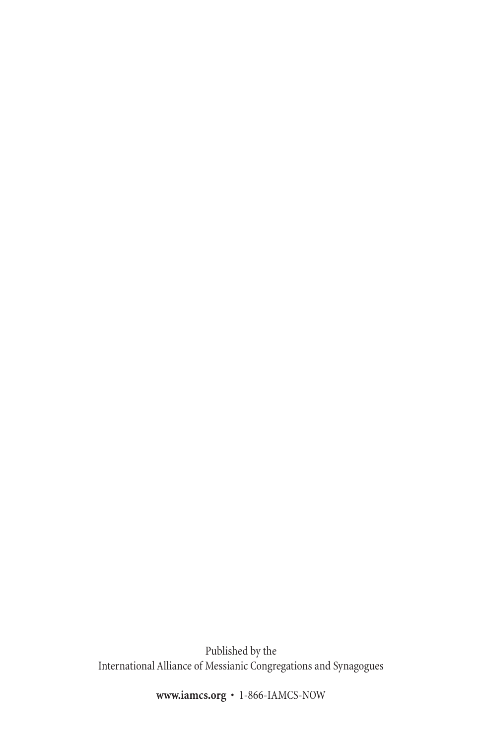Published by the
International Alliance of Messianic Congregations and Synagogues

**www.iamcs.org** • 1-866-IAMCS-NOW